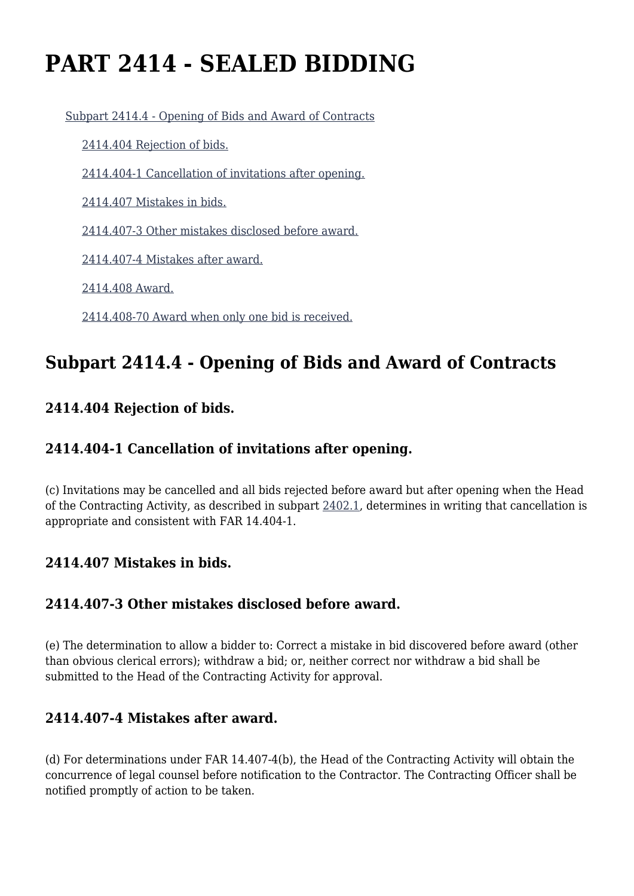# PART 2414 - SEALED BIDDING

- Subpart 2414.4 - Opening of Bids and Award of Contracts
  - 2414.404 Rejection of bids.
  - 2414.404-1 Cancellation of invitations after opening.
  - 2414.407 Mistakes in bids.
  - 2414.407-3 Other mistakes disclosed before award.
  - 2414.407-4 Mistakes after award.
  - 2414.408 Award.
  - 2414.408-70 Award when only one bid is received.

## Subpart 2414.4 - Opening of Bids and Award of Contracts

### 2414.404 Rejection of bids.

### 2414.404-1 Cancellation of invitations after opening.

(c) Invitations may be cancelled and all bids rejected before award but after opening when the Head of the Contracting Activity, as described in subpart 2402.1, determines in writing that cancellation is appropriate and consistent with FAR 14.404-1.

### 2414.407 Mistakes in bids.

### 2414.407-3 Other mistakes disclosed before award.

(e) The determination to allow a bidder to: Correct a mistake in bid discovered before award (other than obvious clerical errors); withdraw a bid; or, neither correct nor withdraw a bid shall be submitted to the Head of the Contracting Activity for approval.

### 2414.407-4 Mistakes after award.

(d) For determinations under FAR 14.407-4(b), the Head of the Contracting Activity will obtain the concurrence of legal counsel before notification to the Contractor. The Contracting Officer shall be notified promptly of action to be taken.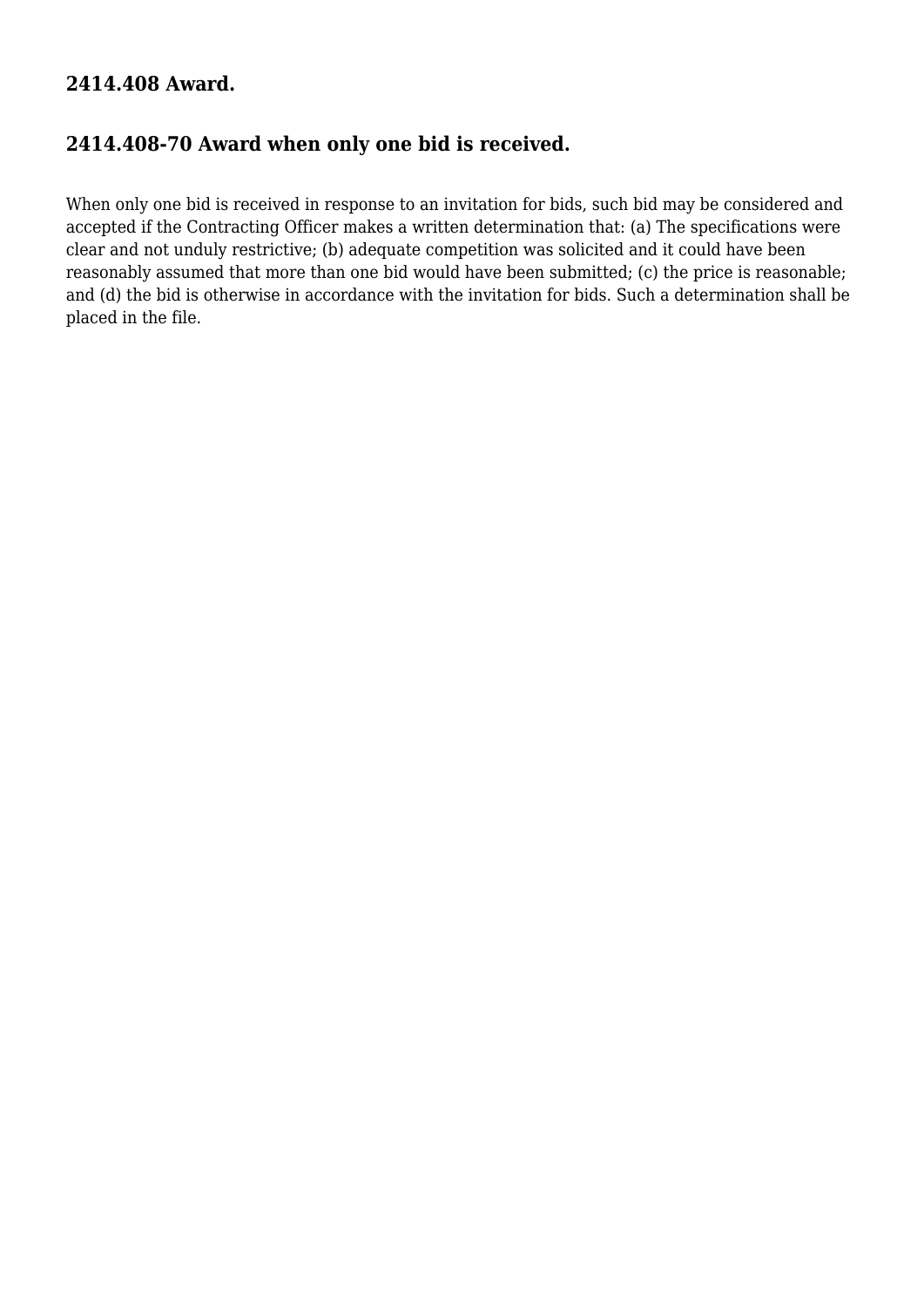### 2414.408 Award.

### 2414.408-70 Award when only one bid is received.

When only one bid is received in response to an invitation for bids, such bid may be considered and accepted if the Contracting Officer makes a written determination that: (a) The specifications were clear and not unduly restrictive; (b) adequate competition was solicited and it could have been reasonably assumed that more than one bid would have been submitted; (c) the price is reasonable; and (d) the bid is otherwise in accordance with the invitation for bids. Such a determination shall be placed in the file.